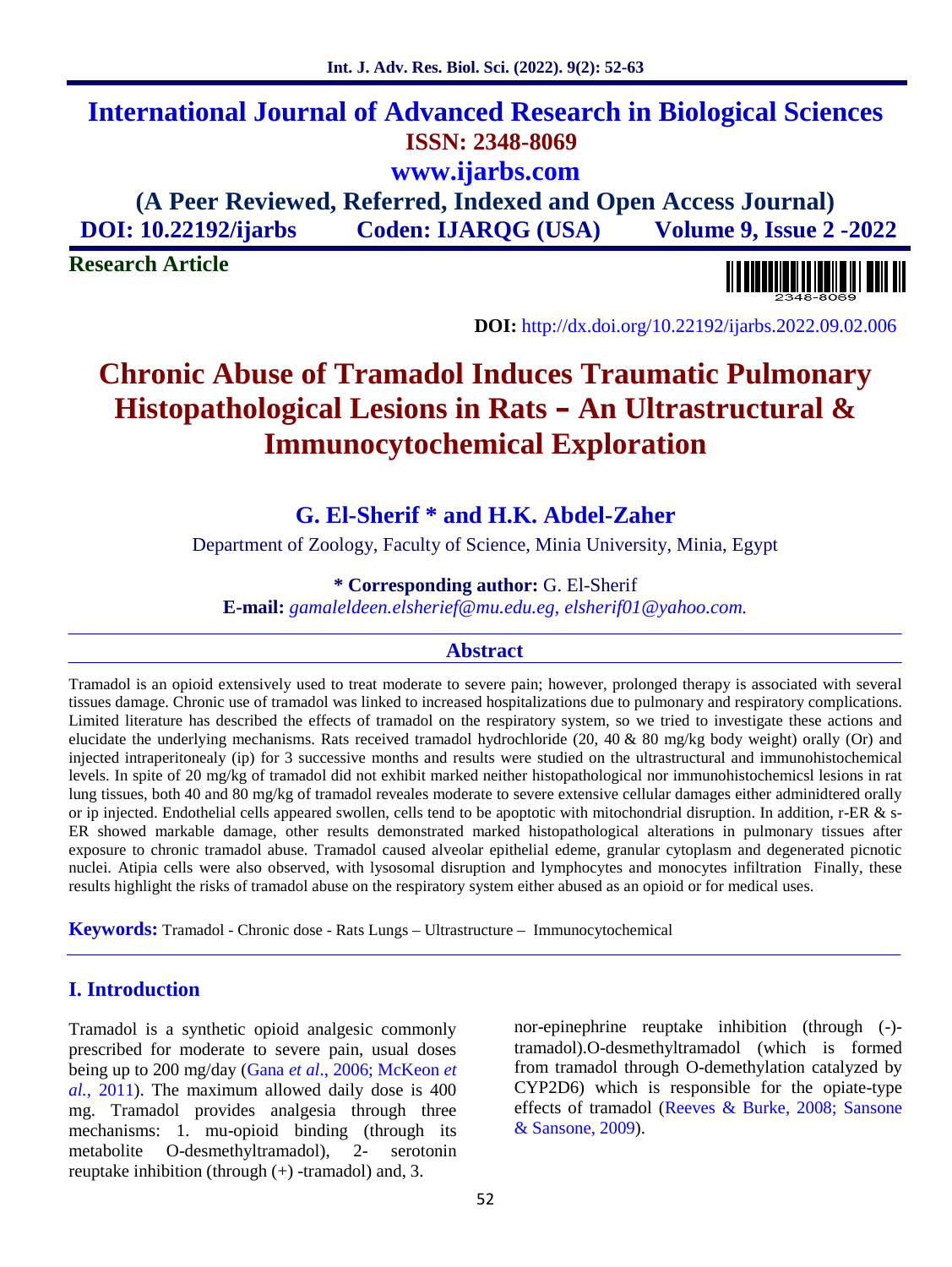# International Journal of Advanced Research in Biological Sciences

**ISSN: 2348-8069**

**www.ijarbs.com**

**(A Peer Reviewed, Referred, Indexed and Open Access Journal)**

**DOI: 10.22192/ijarbs  Coden: IJARQG (USA)  Volume 9, Issue 2 -2022**

**Research Article**

**DOI:** http://dx.doi.org/10.22192/ijarbs.2022.09.02.006

# Chronic Abuse of Tramadol Induces Traumatic Pulmonary Histopathological Lesions in Rats – An Ultrastructural & Immunocytochemical Exploration

## G. El-Sherif * and H.K. Abdel-Zaher

Department of Zoology, Faculty of Science, Minia University, Minia, Egypt

**\* Corresponding author:** G. El-Sherif

**E-mail:** *gamaleldeen.elsherief@mu.edu.eg, elsherif01@yahoo.com.*

## Abstract

Tramadol is an opioid extensively used to treat moderate to severe pain; however, prolonged therapy is associated with several tissues damage. Chronic use of tramadol was linked to increased hospitalizations due to pulmonary and respiratory complications. Limited literature has described the effects of tramadol on the respiratory system, so we tried to investigate these actions and elucidate the underlying mechanisms. Rats received tramadol hydrochloride (20, 40 & 80 mg/kg body weight) orally (Or) and injected intraperitonealy (ip) for 3 successive months and results were studied on the ultrastructural and immunohistochemical levels. In spite of 20 mg/kg of tramadol did not exhibit marked neither histopathological nor immunohistochemicsl lesions in rat lung tissues, both 40 and 80 mg/kg of tramadol reveales moderate to severe extensive cellular damages either adminidtered orally or ip injected. Endothelial cells appeared swollen, cells tend to be apoptotic with mitochondrial disruption. In addition, r-ER & s-ER showed markable damage, other results demonstrated marked histopathological alterations in pulmonary tissues after exposure to chronic tramadol abuse. Tramadol caused alveolar epithelial edeme, granular cytoplasm and degenerated picnotic nuclei. Atipia cells were also observed, with lysosomal disruption and lymphocytes and monocytes infiltration Finally, these results highlight the risks of tramadol abuse on the respiratory system either abused as an opioid or for medical uses.

**Keywords:** Tramadol - Chronic dose - Rats Lungs – Ultrastructure – Immunocytochemical

## I. Introduction

Tramadol is a synthetic opioid analgesic commonly prescribed for moderate to severe pain, usual doses being up to 200 mg/day (Gana *et al*., 2006; McKeon *et al.,* 2011). The maximum allowed daily dose is 400 mg. Tramadol provides analgesia through three mechanisms: 1. mu-opioid binding (through its metabolite O-desmethyltramadol), 2- serotonin reuptake inhibition (through (+) -tramadol) and, 3. nor-epinephrine reuptake inhibition (through (-)-tramadol).O-desmethyltramadol (which is formed from tramadol through O-demethylation catalyzed by CYP2D6) which is responsible for the opiate-type effects of tramadol (Reeves & Burke, 2008; Sansone & Sansone, 2009).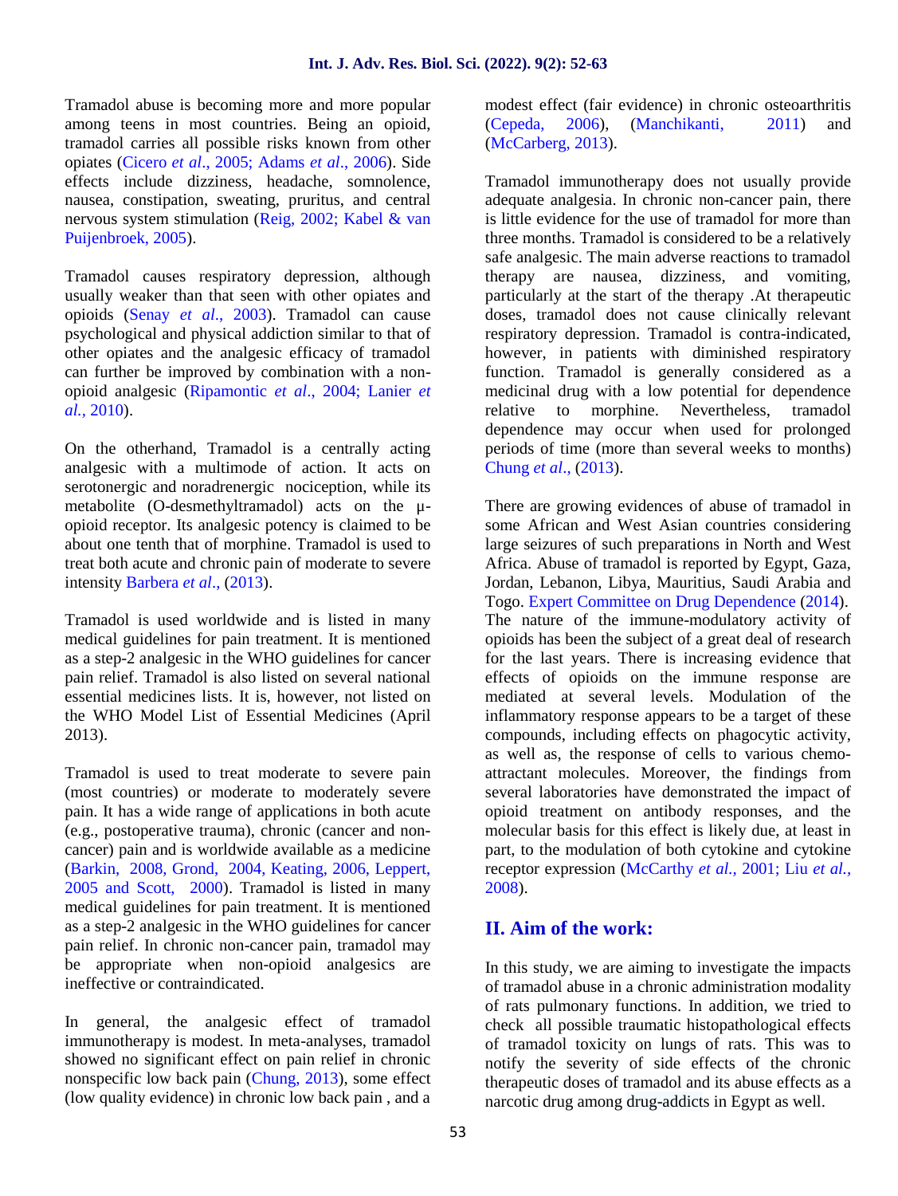Tramadol abuse is becoming more and more popular among teens in most countries. Being an opioid, tramadol carries all possible risks known from other opiates (Cicero *et al*., 2005; Adams *et al*., 2006). Side effects include dizziness, headache, somnolence, nausea, constipation, sweating, pruritus, and central nervous system stimulation (Reig, 2002; Kabel & van Puijenbroek, 2005).

Tramadol causes respiratory depression, although usually weaker than that seen with other opiates and opioids (Senay *et al*., 2003). Tramadol can cause psychological and physical addiction similar to that of other opiates and the analgesic efficacy of tramadol can further be improved by combination with a non-opioid analgesic (Ripamontic *et al*., 2004; Lanier *et al.*, 2010).

On the otherhand, Tramadol is a centrally acting analgesic with a multimode of action. It acts on serotonergic and noradrenergic nociception, while its metabolite (O-desmethyltramadol) acts on the μ-opioid receptor. Its analgesic potency is claimed to be about one tenth that of morphine. Tramadol is used to treat both acute and chronic pain of moderate to severe intensity Barbera *et al*., (2013).

Tramadol is used worldwide and is listed in many medical guidelines for pain treatment. It is mentioned as a step-2 analgesic in the WHO guidelines for cancer pain relief. Tramadol is also listed on several national essential medicines lists. It is, however, not listed on the WHO Model List of Essential Medicines (April 2013).

Tramadol is used to treat moderate to severe pain (most countries) or moderate to moderately severe pain. It has a wide range of applications in both acute (e.g., postoperative trauma), chronic (cancer and non-cancer) pain and is worldwide available as a medicine (Barkin, 2008, Grond, 2004, Keating, 2006, Leppert, 2005 and Scott, 2000). Tramadol is listed in many medical guidelines for pain treatment. It is mentioned as a step-2 analgesic in the WHO guidelines for cancer pain relief. In chronic non-cancer pain, tramadol may be appropriate when non-opioid analgesics are ineffective or contraindicated.

In general, the analgesic effect of tramadol immunotherapy is modest. In meta-analyses, tramadol showed no significant effect on pain relief in chronic nonspecific low back pain (Chung, 2013), some effect (low quality evidence) in chronic low back pain , and a modest effect (fair evidence) in chronic osteoarthritis (Cepeda, 2006), (Manchikanti, 2011) and (McCarberg, 2013).

Tramadol immunotherapy does not usually provide adequate analgesia. In chronic non-cancer pain, there is little evidence for the use of tramadol for more than three months. Tramadol is considered to be a relatively safe analgesic. The main adverse reactions to tramadol therapy are nausea, dizziness, and vomiting, particularly at the start of the therapy .At therapeutic doses, tramadol does not cause clinically relevant respiratory depression. Tramadol is contra-indicated, however, in patients with diminished respiratory function. Tramadol is generally considered as a medicinal drug with a low potential for dependence relative to morphine. Nevertheless, tramadol dependence may occur when used for prolonged periods of time (more than several weeks to months) Chung *et al*., (2013).

There are growing evidences of abuse of tramadol in some African and West Asian countries considering large seizures of such preparations in North and West Africa. Abuse of tramadol is reported by Egypt, Gaza, Jordan, Lebanon, Libya, Mauritius, Saudi Arabia and Togo. Expert Committee on Drug Dependence (2014). The nature of the immune-modulatory activity of opioids has been the subject of a great deal of research for the last years. There is increasing evidence that effects of opioids on the immune response are mediated at several levels. Modulation of the inflammatory response appears to be a target of these compounds, including effects on phagocytic activity, as well as, the response of cells to various chemo-attractant molecules. Moreover, the findings from several laboratories have demonstrated the impact of opioid treatment on antibody responses, and the molecular basis for this effect is likely due, at least in part, to the modulation of both cytokine and cytokine receptor expression (McCarthy *et al.*, 2001; Liu *et al.*, 2008).

## II. Aim of the work:

In this study, we are aiming to investigate the impacts of tramadol abuse in a chronic administration modality of rats pulmonary functions. In addition, we tried to check all possible traumatic histopathological effects of tramadol toxicity on lungs of rats. This was to notify the severity of side effects of the chronic therapeutic doses of tramadol and its abuse effects as a narcotic drug among drug-addicts in Egypt as well.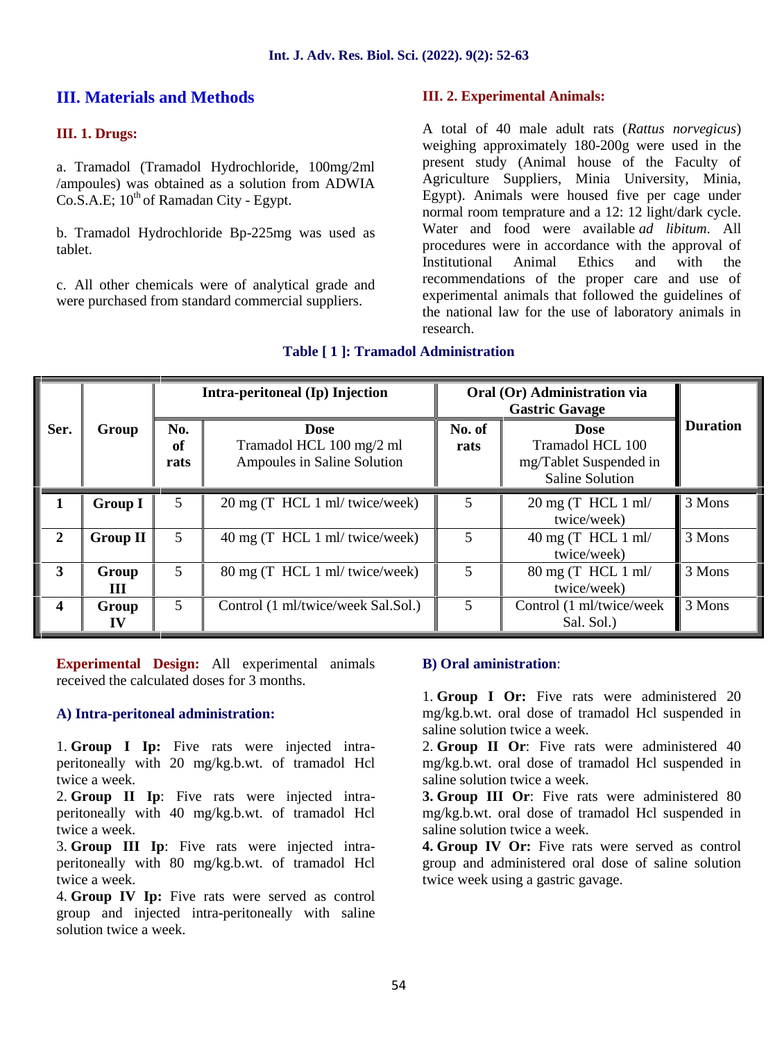## III. Materials and Methods

### III. 1. Drugs:

a. Tramadol (Tramadol Hydrochloride, 100mg/2ml /ampoules) was obtained as a solution from ADWIA Co.S.A.E; 10th of Ramadan City - Egypt.

b. Tramadol Hydrochloride Bp-225mg was used as tablet.

c. All other chemicals were of analytical grade and were purchased from standard commercial suppliers.

### III. 2. Experimental Animals:

A total of 40 male adult rats (*Rattus norvegicus*) weighing approximately 180-200g were used in the present study (Animal house of the Faculty of Agriculture Suppliers, Minia University, Minia, Egypt). Animals were housed five per cage under normal room temprature and a 12: 12 light/dark cycle. Water and food were available *ad libitum*. All procedures were in accordance with the approval of Institutional Animal Ethics and with the recommendations of the proper care and use of experimental animals that followed the guidelines of the national law for the use of laboratory animals in research.

**Table [ 1 ]: Tramadol Administration**

| Ser. | Group | Intra-peritoneal (Ip) Injection | | Oral (Or) Administration via Gastric Gavage | | Duration |
|---|---|---|---|---|---|---|
| | | **No. of rats** | **Dose** Tramadol HCL 100 mg/2 ml Ampoules in Saline Solution | **No. of rats** | **Dose** Tramadol HCL 100 mg/Tablet Suspended in Saline Solution | |
| **1** | **Group I** | 5 | 20 mg (T HCL 1 ml/ twice/week) | 5 | 20 mg (T HCL 1 ml/ twice/week) | 3 Mons |
| **2** | **Group II** | 5 | 40 mg (T HCL 1 ml/ twice/week) | 5 | 40 mg (T HCL 1 ml/ twice/week) | 3 Mons |
| **3** | **Group III** | 5 | 80 mg (T HCL 1 ml/ twice/week) | 5 | 80 mg (T HCL 1 ml/ twice/week) | 3 Mons |
| **4** | **Group IV** | 5 | Control (1 ml/twice/week Sal.Sol.) | 5 | Control (1 ml/twice/week Sal. Sol.) | 3 Mons |

**Experimental Design:** All experimental animals received the calculated doses for 3 months.

#### A) Intra-peritoneal administration:

1. **Group I Ip:** Five rats were injected intra-peritoneally with 20 mg/kg.b.wt. of tramadol Hcl twice a week.
2. **Group II Ip**: Five rats were injected intra-peritoneally with 40 mg/kg.b.wt. of tramadol Hcl twice a week.
3. **Group III Ip**: Five rats were injected intra-peritoneally with 80 mg/kg.b.wt. of tramadol Hcl twice a week.
4. **Group IV Ip:** Five rats were served as control group and injected intra-peritoneally with saline solution twice a week.

#### B) Oral aministration:

1. **Group I Or:** Five rats were administered 20 mg/kg.b.wt. oral dose of tramadol Hcl suspended in saline solution twice a week.
2. **Group II Or**: Five rats were administered 40 mg/kg.b.wt. oral dose of tramadol Hcl suspended in saline solution twice a week.
3. **Group III Or**: Five rats were administered 80 mg/kg.b.wt. oral dose of tramadol Hcl suspended in saline solution twice a week.
4. **Group IV Or:** Five rats were served as control group and administered oral dose of saline solution twice week using a gastric gavage.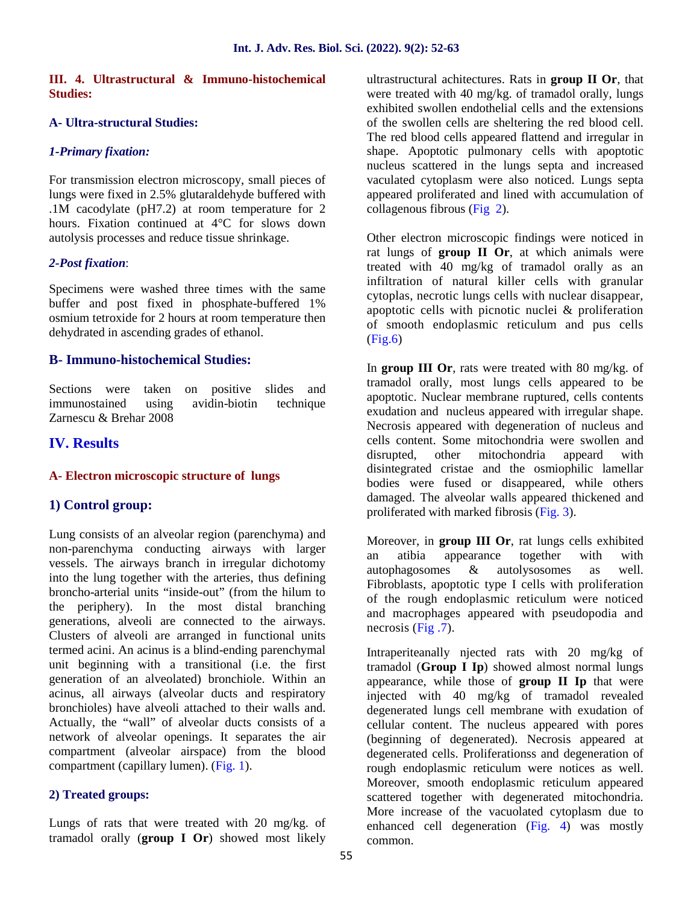### III. 4. Ultrastructural & Immuno-histochemical Studies:

#### A- Ultra-structural Studies:

*1-Primary fixation:*

For transmission electron microscopy, small pieces of lungs were fixed in 2.5% glutaraldehyde buffered with .1M cacodylate (pH7.2) at room temperature for 2 hours. Fixation continued at 4°C for slows down autolysis processes and reduce tissue shrinkage.

*2-Post fixation*:

Specimens were washed three times with the same buffer and post fixed in phosphate-buffered 1% osmium tetroxide for 2 hours at room temperature then dehydrated in ascending grades of ethanol.

#### B- Immuno-histochemical Studies:

Sections were taken on positive slides and immunostained using avidin-biotin technique Zarnescu & Brehar 2008

## IV. Results

### A- Electron microscopic structure of lungs

#### 1) Control group:

Lung consists of an alveolar region (parenchyma) and non-parenchyma conducting airways with larger vessels. The airways branch in irregular dichotomy into the lung together with the arteries, thus defining broncho-arterial units "inside-out" (from the hilum to the periphery). In the most distal branching generations, alveoli are connected to the airways. Clusters of alveoli are arranged in functional units termed acini. An acinus is a blind-ending parenchymal unit beginning with a transitional (i.e. the first generation of an alveolated) bronchiole. Within an acinus, all airways (alveolar ducts and respiratory bronchioles) have alveoli attached to their walls and. Actually, the "wall" of alveolar ducts consists of a network of alveolar openings. It separates the air compartment (alveolar airspace) from the blood compartment (capillary lumen). (Fig. 1).

#### 2) Treated groups:

Lungs of rats that were treated with 20 mg/kg. of tramadol orally (**group I Or**) showed most likely ultrastructural achitectures. Rats in **group II Or**, that were treated with 40 mg/kg. of tramadol orally, lungs exhibited swollen endothelial cells and the extensions of the swollen cells are sheltering the red blood cell. The red blood cells appeared flattend and irregular in shape. Apoptotic pulmonary cells with apoptotic nucleus scattered in the lungs septa and increased vaculated cytoplasm were also noticed. Lungs septa appeared proliferated and lined with accumulation of collagenous fibrous (Fig 2).

Other electron microscopic findings were noticed in rat lungs of **group II Or**, at which animals were treated with 40 mg/kg of tramadol orally as an infiltration of natural killer cells with granular cytoplas, necrotic lungs cells with nuclear disappear, apoptotic cells with picnotic nuclei & proliferation of smooth endoplasmic reticulum and pus cells (Fig.6)

In **group III Or**, rats were treated with 80 mg/kg. of tramadol orally, most lungs cells appeared to be apoptotic. Nuclear membrane ruptured, cells contents exudation and nucleus appeared with irregular shape. Necrosis appeared with degeneration of nucleus and cells content. Some mitochondria were swollen and disrupted, other mitochondria appear with disintegrated cristae and the osmiophilic lamellar bodies were fused or disappeared, while others damaged. The alveolar walls appeared thickened and proliferated with marked fibrosis (Fig. 3).

Moreover, in **group III Or**, rat lungs cells exhibited an atibia appearance together with with autophagosomes & autolysosomes as well. Fibroblasts, apoptotic type I cells with proliferation of the rough endoplasmic reticulum were noticed and macrophages appeared with pseudopodia and necrosis (Fig .7).

Intraperiteanally njected rats with 20 mg/kg of tramadol (**Group I Ip**) showed almost normal lungs appearance, while those of **group II Ip** that were injected with 40 mg/kg of tramadol revealed degenerated lungs cell membrane with exudation of cellular content. The nucleus appeared with pores (beginning of degenerated). Necrosis appeared at degenerated cells. Proliferationss and degeneration of rough endoplasmic reticulum were notices as well. Moreover, smooth endoplasmic reticulum appeared scattered together with degenerated mitochondria. More increase of the vacuolated cytoplasm due to enhanced cell degeneration (Fig. 4) was mostly common.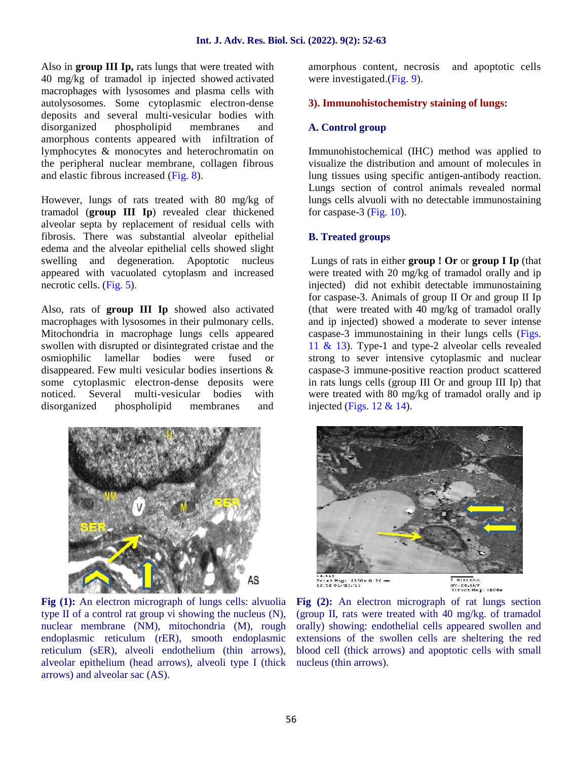Also in **group III Ip,** rats lungs that were treated with 40 mg/kg of tramadol ip injected showed activated macrophages with lysosomes and plasma cells with autolysosomes. Some cytoplasmic electron-dense deposits and several multi-vesicular bodies with disorganized phospholipid membranes and amorphous contents appeared with infiltration of lymphocytes & monocytes and heterochromatin on the peripheral nuclear membrane, collagen fibrous and elastic fibrous increased (Fig. 8).

However, lungs of rats treated with 80 mg/kg of tramadol (**group III Ip**) revealed clear thickened alveolar septa by replacement of residual cells with fibrosis. There was substantial alveolar epithelial edema and the alveolar epithelial cells showed slight swelling and degeneration. Apoptotic nucleus appeared with vacuolated cytoplasm and increased necrotic cells. (Fig. 5).

Also, rats of **group III Ip** showed also activated macrophages with lysosomes in their pulmonary cells. Mitochondria in macrophage lungs cells appeared swollen with disrupted or disintegrated cristae and the osmiophilic lamellar bodies were fused or disappeared. Few multi vesicular bodies insertions & some cytoplasmic electron-dense deposits were noticed. Several multi-vesicular bodies with disorganized phospholipid membranes and amorphous content, necrosis and apoptotic cells were investigated.(Fig. 9).

### 3). Immunohistochemistry staining of lungs:

#### A. Control group

Immunohistochemical (IHC) method was applied to visualize the distribution and amount of molecules in lung tissues using specific antigen-antibody reaction. Lungs section of control animals revealed normal lungs cells alvuoli with no detectable immunostaining for caspase-3 (Fig. 10).

#### B. Treated groups

Lungs of rats in either **group ! Or** or **group I Ip** (that were treated with 20 mg/kg of tramadol orally and ip injected) did not exhibit detectable immunostaining for caspase-3. Animals of group II Or and group II Ip (that were treated with 40 mg/kg of tramadol orally and ip injected) showed a moderate to sever intense caspase-3 immunostaining in their lungs cells (Figs. 11 & 13). Type-1 and type-2 alveolar cells revealed strong to sever intensive cytoplasmic and nuclear caspase-3 immune-positive reaction product scattered in rats lungs cells (group III Or and group III Ip) that were treated with 80 mg/kg of tramadol orally and ip injected (Figs. 12 & 14).

**Fig (1):** An electron micrograph of lungs cells: alvuolia type II of a control rat group vi showing the nucleus (N), nuclear membrane (NM), mitochondria (M), rough endoplasmic reticulum (rER), smooth endoplasmic reticulum (sER), alveoli endothelium (thin arrows), alveolar epithelium (head arrows), alveoli type I (thick arrows) and alveolar sac (AS).

**Fig (2):** An electron micrograph of rat lungs section (group II, rats were treated with 40 mg/kg. of tramadol orally) showing: endothelial cells appeared swollen and extensions of the swollen cells are sheltering the red blood cell (thick arrows) and apoptotic cells with small nucleus (thin arrows).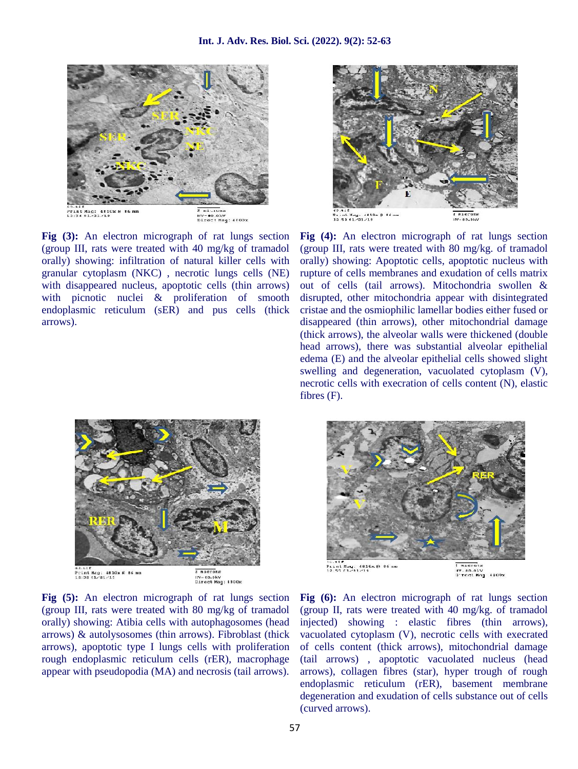**Fig (3):** An electron micrograph of rat lungs section (group III, rats were treated with 40 mg/kg of tramadol orally) showing: infiltration of natural killer cells with granular cytoplasm (NKC) , necrotic lungs cells (NE) with disappeared nucleus, apoptotic cells (thin arrows) with picnotic nuclei & proliferation of smooth endoplasmic reticulum (sER) and pus cells (thick arrows).

**Fig (4):** An electron micrograph of rat lungs section (group III, rats were treated with 80 mg/kg. of tramadol orally) showing: Apoptotic cells, apoptotic nucleus with rupture of cells membranes and exudation of cells matrix out of cells (tail arrows). Mitochondria swollen & disrupted, other mitochondria appear with disintegrated cristae and the osmiophilic lamellar bodies either fused or disappeared (thin arrows), other mitochondrial damage (thick arrows), the alveolar walls were thickened (double head arrows), there was substantial alveolar epithelial edema (E) and the alveolar epithelial cells showed slight swelling and degeneration, vacuolated cytoplasm (V), necrotic cells with execration of cells content (N), elastic fibres (F).

**Fig (5):** An electron micrograph of rat lungs section (group III, rats were treated with 80 mg/kg of tramadol orally) showing: Atibia cells with autophagosomes (head arrows) & autolysosomes (thin arrows). Fibroblast (thick arrows), apoptotic type I lungs cells with proliferation rough endoplasmic reticulum cells (rER), macrophage appear with pseudopodia (MA) and necrosis (tail arrows).

**Fig (6):** An electron micrograph of rat lungs section (group II, rats were treated with 40 mg/kg. of tramadol injected) showing : elastic fibres (thin arrows), vacuolated cytoplasm (V), necrotic cells with execrated of cells content (thick arrows), mitochondrial damage (tail arrows) , apoptotic vacuolated nucleus (head arrows), collagen fibres (star), hyper trough of rough endoplasmic reticulum (rER), basement membrane degeneration and exudation of cells substance out of cells (curved arrows).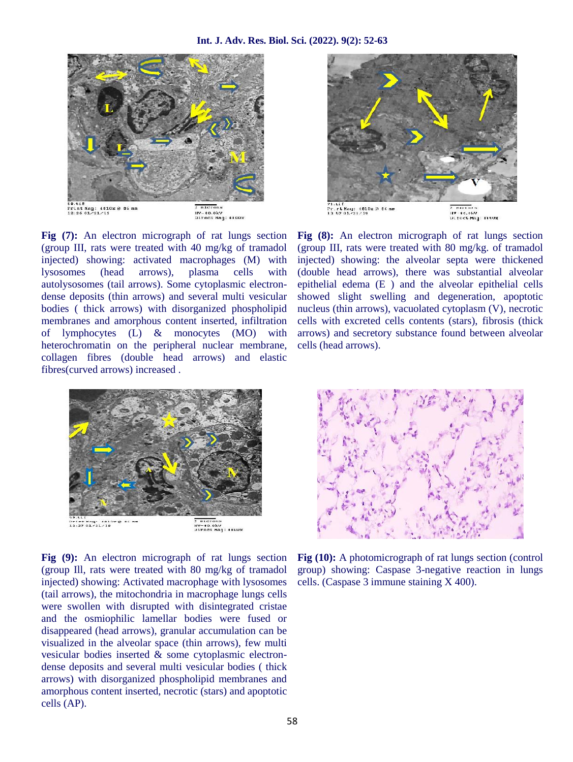**Fig (7):** An electron micrograph of rat lungs section (group III, rats were treated with 40 mg/kg of tramadol injected) showing: activated macrophages (M) with lysosomes (head arrows), plasma cells with autolysosomes (tail arrows). Some cytoplasmic electron-dense deposits (thin arrows) and several multi vesicular bodies ( thick arrows) with disorganized phospholipid membranes and amorphous content inserted, infiltration of lymphocytes (L) & monocytes (MO) with heterochromatin on the peripheral nuclear membrane, collagen fibres (double head arrows) and elastic fibres(curved arrows) increased .

**Fig (8):** An electron micrograph of rat lungs section (group III, rats were treated with 80 mg/kg. of tramadol injected) showing: the alveolar septa were thickened (double head arrows), there was substantial alveolar epithelial edema (E ) and the alveolar epithelial cells showed slight swelling and degeneration, apoptotic nucleus (thin arrows), vacuolated cytoplasm (V), necrotic cells with excreted cells contents (stars), fibrosis (thick arrows) and secretory substance found between alveolar cells (head arrows).

**Fig (9):** An electron micrograph of rat lungs section (group Ill, rats were treated with 80 mg/kg of tramadol injected) showing: Activated macrophage with lysosomes (tail arrows), the mitochondria in macrophage lungs cells were swollen with disrupted with disintegrated cristae and the osmiophilic lamellar bodies were fused or disappeared (head arrows), granular accumulation can be visualized in the alveolar space (thin arrows), few multi vesicular bodies inserted & some cytoplasmic electron-dense deposits and several multi vesicular bodies ( thick arrows) with disorganized phospholipid membranes and amorphous content inserted, necrotic (stars) and apoptotic cells (AP).

**Fig (10):** A photomicrograph of rat lungs section (control group) showing: Caspase 3-negative reaction in lungs cells. (Caspase 3 immune staining X 400).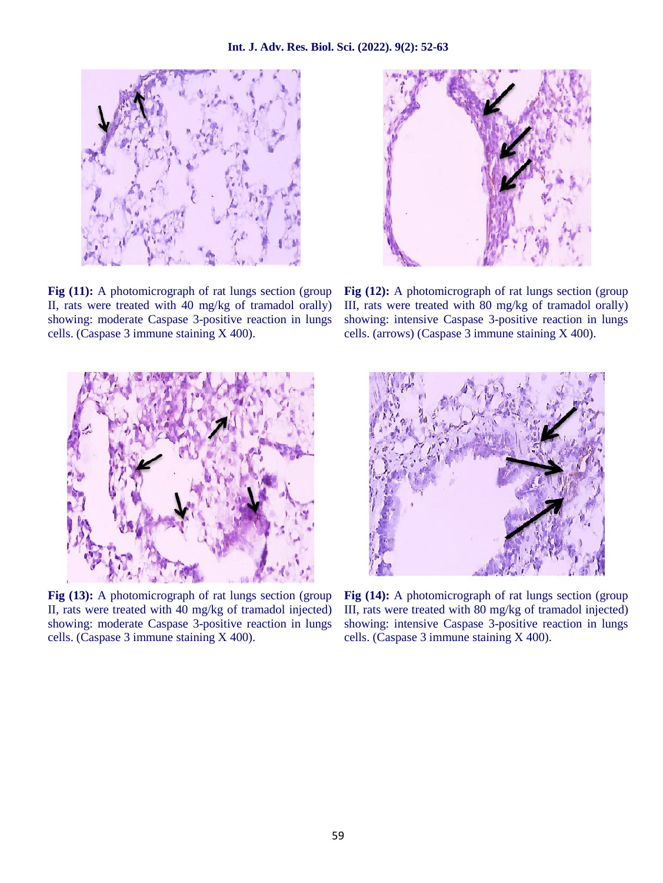**Fig (11):** A photomicrograph of rat lungs section (group II, rats were treated with 40 mg/kg of tramadol orally) showing: moderate Caspase 3-positive reaction in lungs cells. (Caspase 3 immune staining X 400).

**Fig (12):** A photomicrograph of rat lungs section (group III, rats were treated with 80 mg/kg of tramadol orally) showing: intensive Caspase 3-positive reaction in lungs cells. (arrows) (Caspase 3 immune staining X 400).

**Fig (13):** A photomicrograph of rat lungs section (group II, rats were treated with 40 mg/kg of tramadol injected) showing: moderate Caspase 3-positive reaction in lungs cells. (Caspase 3 immune staining X 400).

**Fig (14):** A photomicrograph of rat lungs section (group III, rats were treated with 80 mg/kg of tramadol injected) showing: intensive Caspase 3-positive reaction in lungs cells. (Caspase 3 immune staining X 400).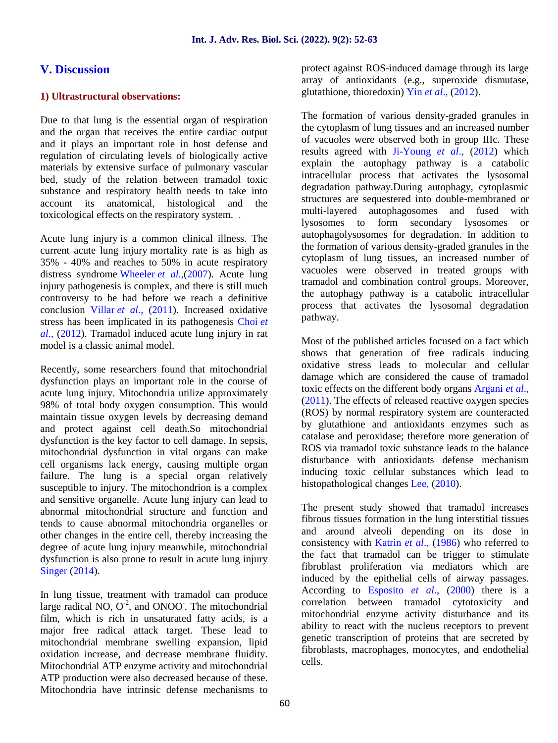## V. Discussion

### 1) Ultrastructural observations:

Due to that lung is the essential organ of respiration and the organ that receives the entire cardiac output and it plays an important role in host defense and regulation of circulating levels of biologically active materials by extensive surface of pulmonary vascular bed, study of the relation between tramadol toxic substance and respiratory health needs to take into account its anatomical, histological and the toxicological effects on the respiratory system. .

Acute lung injury is a common clinical illness. The current acute lung injury mortality rate is as high as 35% - 40% and reaches to 50% in acute respiratory distress syndrome Wheeler *et al.*,(2007). Acute lung injury pathogenesis is complex, and there is still much controversy to be had before we reach a definitive conclusion Villar *et al.*, (2011). Increased oxidative stress has been implicated in its pathogenesis Choi *et al.*, (2012). Tramadol induced acute lung injury in rat model is a classic animal model.

Recently, some researchers found that mitochondrial dysfunction plays an important role in the course of acute lung injury. Mitochondria utilize approximately 98% of total body oxygen consumption. This would maintain tissue oxygen levels by decreasing demand and protect against cell death.So mitochondrial dysfunction is the key factor to cell damage. In sepsis, mitochondrial dysfunction in vital organs can make cell organisms lack energy, causing multiple organ failure. The lung is a special organ relatively susceptible to injury. The mitochondrion is a complex and sensitive organelle. Acute lung injury can lead to abnormal mitochondrial structure and function and tends to cause abnormal mitochondria organelles or other changes in the entire cell, thereby increasing the degree of acute lung injury meanwhile, mitochondrial dysfunction is also prone to result in acute lung injury Singer (2014).

In lung tissue, treatment with tramadol can produce large radical NO, $O^{-2}$, and $ONOO^{-}$. The mitochondrial film, which is rich in unsaturated fatty acids, is a major free radical attack target. These lead to mitochondrial membrane swelling expansion, lipid oxidation increase, and decrease membrane fluidity. Mitochondrial ATP enzyme activity and mitochondrial ATP production were also decreased because of these. Mitochondria have intrinsic defense mechanisms to protect against ROS-induced damage through its large array of antioxidants (e.g., superoxide dismutase, glutathione, thioredoxin) Yin *et al.*, (2012).

The formation of various density-graded granules in the cytoplasm of lung tissues and an increased number of vacuoles were observed both in group IIIc. These results agreed with Ji-Young *et al.*, (2012) which explain the autophagy pathway is a catabolic intracellular process that activates the lysosomal degradation pathway.During autophagy, cytoplasmic structures are sequestered into double-membraned or multi-layered autophagosomes and fused with lysosomes to form secondary lysosomes or autophagolysosomes for degradation. In addition to the formation of various density-graded granules in the cytoplasm of lung tissues, an increased number of vacuoles were observed in treated groups with tramadol and combination control groups. Moreover, the autophagy pathway is a catabolic intracellular process that activates the lysosomal degradation pathway.

Most of the published articles focused on a fact which shows that generation of free radicals inducing oxidative stress leads to molecular and cellular damage which are considered the cause of tramadol toxic effects on the different body organs Argani *et al.*, (2011). The effects of released reactive oxygen species (ROS) by normal respiratory system are counteracted by glutathione and antioxidants enzymes such as catalase and peroxidase; therefore more generation of ROS via tramadol toxic substance leads to the balance disturbance with antioxidants defense mechanism inducing toxic cellular substances which lead to histopathological changes Lee, (2010).

The present study showed that tramadol increases fibrous tissues formation in the lung interstitial tissues and around alveoli depending on its dose in consistency with Katrin *et al.*, (1986) who referred to the fact that tramadol can be trigger to stimulate fibroblast proliferation via mediators which are induced by the epithelial cells of airway passages. According to Esposito *et al.*, (2000) there is a correlation between tramadol cytotoxicity and mitochondrial enzyme activity disturbance and its ability to react with the nucleus receptors to prevent genetic transcription of proteins that are secreted by fibroblasts, macrophages, monocytes, and endothelial cells.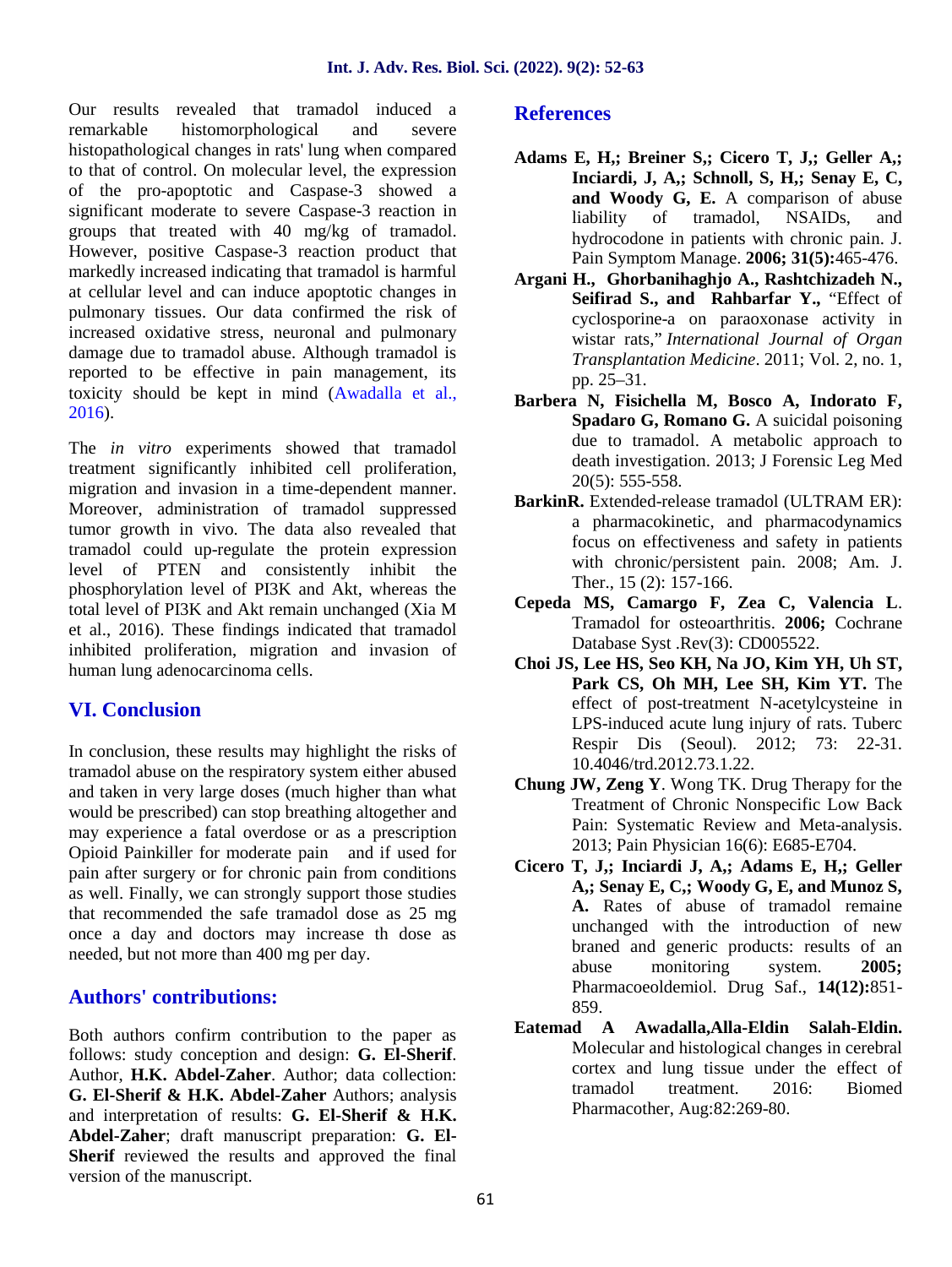Our results revealed that tramadol induced a remarkable histomorphological and severe histopathological changes in rats' lung when compared to that of control. On molecular level, the expression of the pro-apoptotic and Caspase-3 showed a significant moderate to severe Caspase-3 reaction in groups that treated with 40 mg/kg of tramadol. However, positive Caspase-3 reaction product that markedly increased indicating that tramadol is harmful at cellular level and can induce apoptotic changes in pulmonary tissues. Our data confirmed the risk of increased oxidative stress, neuronal and pulmonary damage due to tramadol abuse. Although tramadol is reported to be effective in pain management, its toxicity should be kept in mind (Awadalla et al., 2016).

The *in vitro* experiments showed that tramadol treatment significantly inhibited cell proliferation, migration and invasion in a time-dependent manner. Moreover, administration of tramadol suppressed tumor growth in vivo. The data also revealed that tramadol could up-regulate the protein expression level of PTEN and consistently inhibit the phosphorylation level of PI3K and Akt, whereas the total level of PI3K and Akt remain unchanged (Xia M et al., 2016). These findings indicated that tramadol inhibited proliferation, migration and invasion of human lung adenocarcinoma cells.

## VI. Conclusion

In conclusion, these results may highlight the risks of tramadol abuse on the respiratory system either abused and taken in very large doses (much higher than what would be prescribed) can stop breathing altogether and may experience a fatal overdose or as a prescription Opioid Painkiller for moderate pain and if used for pain after surgery or for chronic pain from conditions as well. Finally, we can strongly support those studies that recommended the safe tramadol dose as 25 mg once a day and doctors may increase th dose as needed, but not more than 400 mg per day.

## Authors' contributions:

Both authors confirm contribution to the paper as follows: study conception and design: **G. El-Sherif**. Author, **H.K. Abdel-Zaher**. Author; data collection: **G. El-Sherif & H.K. Abdel-Zaher** Authors; analysis and interpretation of results: **G. El-Sherif & H.K. Abdel-Zaher**; draft manuscript preparation: **G. El-Sherif** reviewed the results and approved the final version of the manuscript.

## References

**Adams E, H,; Breiner S,; Cicero T, J,; Geller A,; Inciardi, J, A,; Schnoll, S, H,; Senay E, C, and Woody G, E.** A comparison of abuse liability of tramadol, NSAIDs, and hydrocodone in patients with chronic pain. J. Pain Symptom Manage. **2006; 31(5):**465-476.

**Argani H., Ghorbanihaghjo A., Rashtchizadeh N., Seifirad S., and Rahbarfar Y.,** "Effect of cyclosporine-a on paraoxonase activity in wistar rats," *International Journal of Organ Transplantation Medicine*. 2011; Vol. 2, no. 1, pp. 25–31.

**Barbera N, Fisichella M, Bosco A, Indorato F, Spadaro G, Romano G.** A suicidal poisoning due to tramadol. A metabolic approach to death investigation. 2013; J Forensic Leg Med 20(5): 555-558.

**BarkinR.** Extended-release tramadol (ULTRAM ER): a pharmacokinetic, and pharmacodynamics focus on effectiveness and safety in patients with chronic/persistent pain. 2008; Am. J. Ther., 15 (2): 157-166.

**Cepeda MS, Camargo F, Zea C, Valencia L**. Tramadol for osteoarthritis. **2006;** Cochrane Database Syst .Rev(3): CD005522.

**Choi JS, Lee HS, Seo KH, Na JO, Kim YH, Uh ST, Park CS, Oh MH, Lee SH, Kim YT.** The effect of post-treatment N-acetylcysteine in LPS-induced acute lung injury of rats. Tuberc Respir Dis (Seoul). 2012; 73: 22-31. 10.4046/trd.2012.73.1.22.

**Chung JW, Zeng Y**. Wong TK. Drug Therapy for the Treatment of Chronic Nonspecific Low Back Pain: Systematic Review and Meta-analysis. 2013; Pain Physician 16(6): E685-E704.

**Cicero T, J,; Inciardi J, A,; Adams E, H,; Geller A,; Senay E, C,; Woody G, E, and Munoz S, A.** Rates of abuse of tramadol remaine unchanged with the introduction of new braned and generic products: results of an abuse monitoring system. **2005;** Pharmacoeoldemiol. Drug Saf., **14(12):**851-859.

**Eatemad A Awadalla,Alla-Eldin Salah-Eldin.** Molecular and histological changes in cerebral cortex and lung tissue under the effect of tramadol treatment. 2016: Biomed Pharmacother, Aug:82:269-80.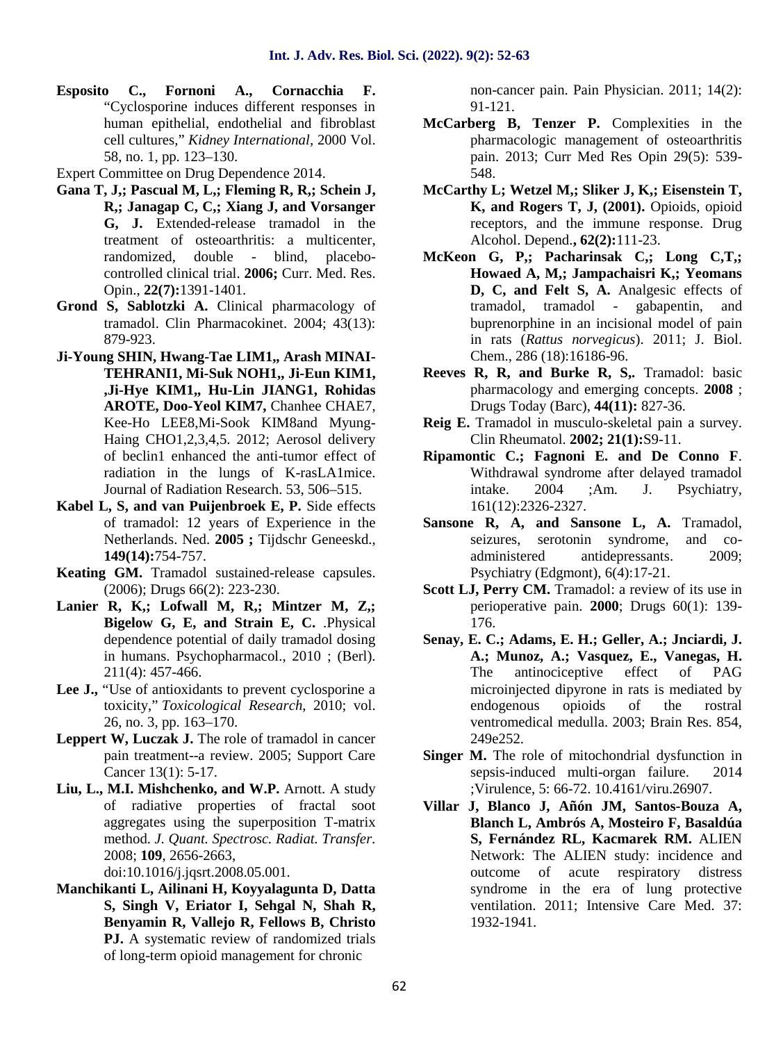**Esposito C., Fornoni A., Cornacchia F.** "Cyclosporine induces different responses in human epithelial, endothelial and fibroblast cell cultures," *Kidney International*, 2000 Vol. 58, no. 1, pp. 123–130.

Expert Committee on Drug Dependence 2014.

**Gana T, J,; Pascual M, L,; Fleming R, R,; Schein J, R,; Janagap C, C,; Xiang J, and Vorsanger G, J.** Extended-release tramadol in the treatment of osteoarthritis: a multicenter, randomized, double - blind, placebo-controlled clinical trial. **2006;** Curr. Med. Res. Opin., **22(7):**1391-1401.

**Grond S, Sablotzki A.** Clinical pharmacology of tramadol. Clin Pharmacokinet. 2004; 43(13): 879-923.

**Ji-Young SHIN, Hwang-Tae LIM1,, Arash MINAI-TEHRANI1, Mi-Suk NOH1,, Ji-Eun KIM1, ,Ji-Hye KIM1,, Hu-Lin JIANG1, Rohidas AROTE, Doo-Yeol KIM7,** Chanhee CHAE7, Kee-Ho LEE8,Mi-Sook KIM8and Myung-Haing CHO1,2,3,4,5. 2012; Aerosol delivery of beclin1 enhanced the anti-tumor effect of radiation in the lungs of K-rasLA1mice. Journal of Radiation Research. 53, 506–515.

**Kabel L, S, and van Puijenbroek E, P.** Side effects of tramadol: 12 years of Experience in the Netherlands. Ned. **2005 ;** Tijdschr Geneeskd., **149(14):**754-757.

**Keating GM.** Tramadol sustained-release capsules. (2006); Drugs 66(2): 223-230.

**Lanier R, K,; Lofwall M, R,; Mintzer M, Z,; Bigelow G, E, and Strain E, C.** .Physical dependence potential of daily tramadol dosing in humans. Psychopharmacol., 2010 ; (Berl). 211(4): 457-466.

**Lee J.,** "Use of antioxidants to prevent cyclosporine a toxicity," *Toxicological Research*, 2010; vol. 26, no. 3, pp. 163–170.

**Leppert W, Luczak J.** The role of tramadol in cancer pain treatment--a review. 2005; Support Care Cancer 13(1): 5-17.

**Liu, L., M.I. Mishchenko, and W.P.** Arnott. A study of radiative properties of fractal soot aggregates using the superposition T-matrix method. *J. Quant. Spectrosc. Radiat. Transfer*. 2008; **109**, 2656-2663, doi:10.1016/j.jqsrt.2008.05.001.

**Manchikanti L, Ailinani H, Koyyalagunta D, Datta S, Singh V, Eriator I, Sehgal N, Shah R, Benyamin R, Vallejo R, Fellows B, Christo PJ.** A systematic review of randomized trials of long-term opioid management for chronic non-cancer pain. Pain Physician. 2011; 14(2): 91-121.

**McCarberg B, Tenzer P.** Complexities in the pharmacologic management of osteoarthritis pain. 2013; Curr Med Res Opin 29(5): 539-548.

**McCarthy L; Wetzel M,; Sliker J, K,; Eisenstein T, K, and Rogers T, J, (2001).** Opioids, opioid receptors, and the immune response. Drug Alcohol. Depend.**, 62(2):**111-23.

**McKeon G, P,; Pacharinsak C,; Long C,T,; Howaed A, M,; Jampachaisri K,; Yeomans D, C, and Felt S, A.** Analgesic effects of tramadol, tramadol - gabapentin, and buprenorphine in an incisional model of pain in rats (*Rattus norvegicus*). 2011; J. Biol. Chem., 286 (18):16186-96.

**Reeves R, R, and Burke R, S,.** Tramadol: basic pharmacology and emerging concepts. **2008** ; Drugs Today (Barc), **44(11):** 827-36.

**Reig E.** Tramadol in musculo-skeletal pain a survey. Clin Rheumatol. **2002; 21(1):**S9-11.

**Ripamontic C.; Fagnoni E. and De Conno F**. Withdrawal syndrome after delayed tramadol intake. 2004 ;Am. J. Psychiatry, 161(12):2326-2327.

**Sansone R, A, and Sansone L, A.** Tramadol, seizures, serotonin syndrome, and co-administered antidepressants. 2009; Psychiatry (Edgmont), 6(4):17-21.

**Scott LJ, Perry CM.** Tramadol: a review of its use in perioperative pain. **2000**; Drugs 60(1): 139-176.

**Senay, E. C.; Adams, E. H.; Geller, A.; Jnciardi, J. A.; Munoz, A.; Vasquez, E., Vanegas, H.** The antinociceptive effect of PAG microinjected dipyrone in rats is mediated by endogenous opioids of the rostral ventromedical medulla. 2003; Brain Res. 854, 249e252.

**Singer M.** The role of mitochondrial dysfunction in sepsis-induced multi-organ failure. 2014 ;Virulence, 5: 66-72. 10.4161/viru.26907.

**Villar J, Blanco J, Añón JM, Santos-Bouza A, Blanch L, Ambrós A, Mosteiro F, Basaldúa S, Fernández RL, Kacmarek RM.** ALIEN Network: The ALIEN study: incidence and outcome of acute respiratory distress syndrome in the era of lung protective ventilation. 2011; Intensive Care Med. 37: 1932-1941.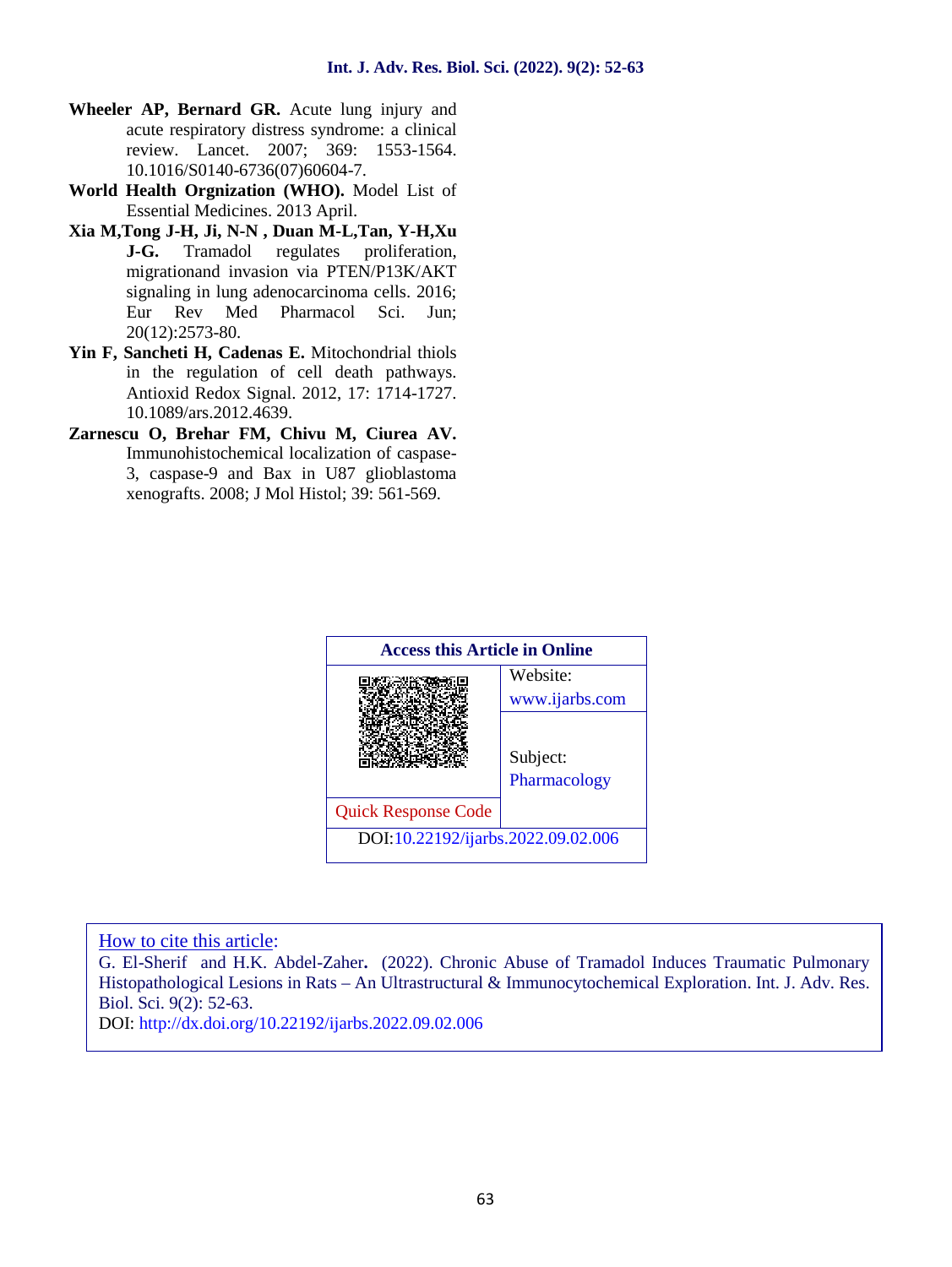**Wheeler AP, Bernard GR.** Acute lung injury and acute respiratory distress syndrome: a clinical review. Lancet. 2007; 369: 1553-1564. 10.1016/S0140-6736(07)60604-7.

**World Health Orgnization (WHO).** Model List of Essential Medicines. 2013 April.

**Xia M,Tong J-H, Ji, N-N , Duan M-L,Tan, Y-H,Xu J-G.** Tramadol regulates proliferation, migrationand invasion via PTEN/P13K/AKT signaling in lung adenocarcinoma cells. 2016; Eur Rev Med Pharmacol Sci. Jun; 20(12):2573-80.

**Yin F, Sancheti H, Cadenas E.** Mitochondrial thiols in the regulation of cell death pathways. Antioxid Redox Signal. 2012, 17: 1714-1727. 10.1089/ars.2012.4639.

**Zarnescu O, Brehar FM, Chivu M, Ciurea AV.** Immunohistochemical localization of caspase-3, caspase-9 and Bax in U87 glioblastoma xenografts. 2008; J Mol Histol; 39: 561-569.

| Access this Article in Online | |
|---|---|
| | Website: www.ijarbs.com |
| | Subject: Pharmacology |
| Quick Response Code | |
| DOI:10.22192/ijarbs.2022.09.02.006 | |

How to cite this article:

G. El-Sherif and H.K. Abdel-Zaher**.** (2022). Chronic Abuse of Tramadol Induces Traumatic Pulmonary Histopathological Lesions in Rats – An Ultrastructural & Immunocytochemical Exploration. Int. J. Adv. Res. Biol. Sci. 9(2): 52-63.

DOI: http://dx.doi.org/10.22192/ijarbs.2022.09.02.006